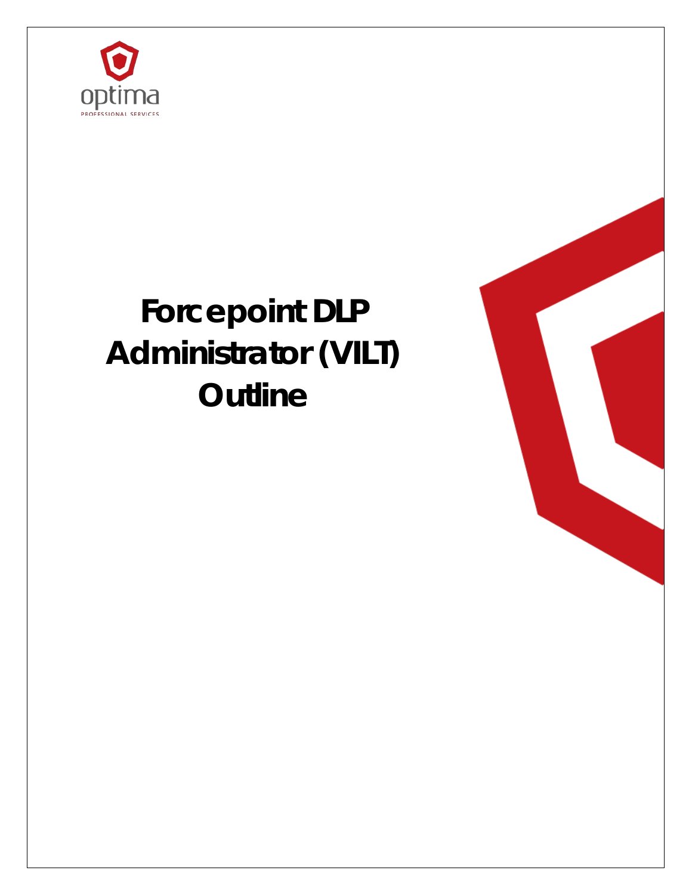# Forcepoint DLP Administrator (VILT) Outline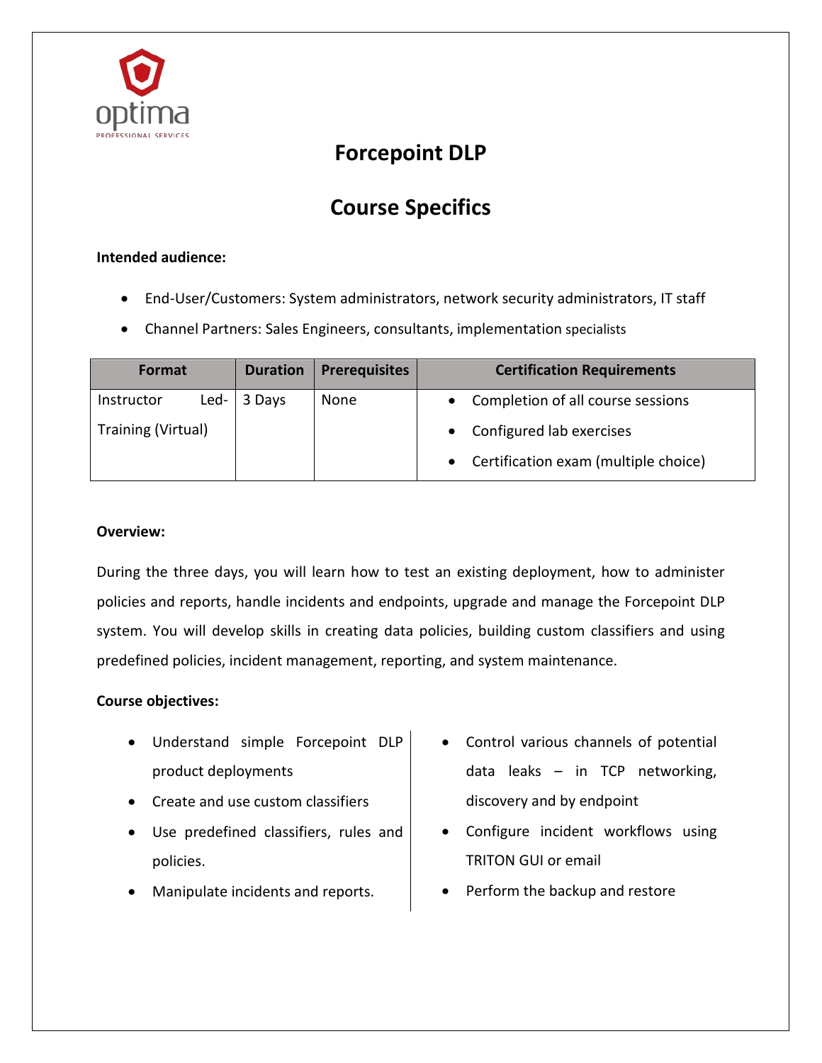# Forcepoint DLP

## Course Specifics

**Intended audience:**

- End-User/Customers: System administrators, network security administrators, IT staff
- Channel Partners: Sales Engineers, consultants, implementation specialists

| Format | Duration | Prerequisites | Certification Requirements |
|---|---|---|---|
| Instructor Led-Training (Virtual) | 3 Days | None | • Completion of all course sessions<br>• Configured lab exercises<br>• Certification exam (multiple choice) |

**Overview:**

During the three days, you will learn how to test an existing deployment, how to administer policies and reports, handle incidents and endpoints, upgrade and manage the Forcepoint DLP system. You will develop skills in creating data policies, building custom classifiers and using predefined policies, incident management, reporting, and system maintenance.

**Course objectives:**

- Understand simple Forcepoint DLP product deployments
- Create and use custom classifiers
- Use predefined classifiers, rules and policies.
- Manipulate incidents and reports.
- Control various channels of potential data leaks – in TCP networking, discovery and by endpoint
- Configure incident workflows using TRITON GUI or email
- Perform the backup and restore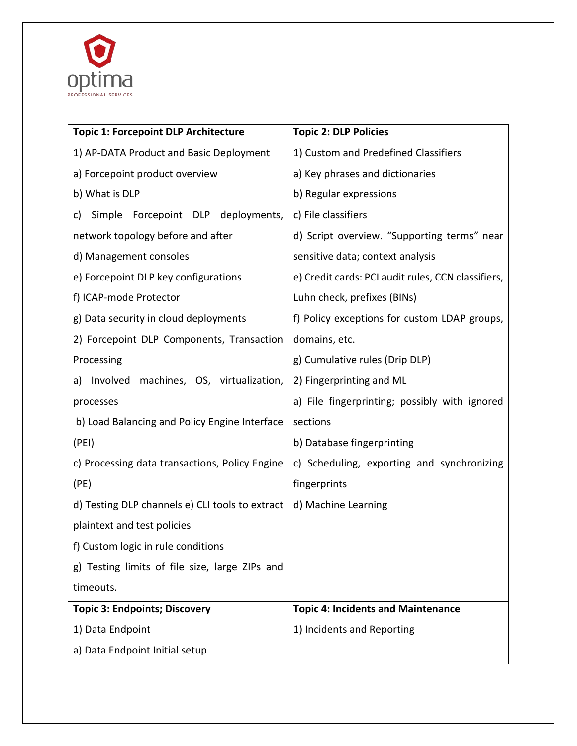| Topic 1: Forcepoint DLP Architecture | Topic 2: DLP Policies |
|---|---|
| 1) AP-DATA Product and Basic Deployment<br>a) Forcepoint product overview<br>b) What is DLP<br>c) Simple Forcepoint DLP deployments, network topology before and after<br>d) Management consoles<br>e) Forcepoint DLP key configurations<br>f) ICAP-mode Protector<br>g) Data security in cloud deployments<br>2) Forcepoint DLP Components, Transaction Processing<br>a) Involved machines, OS, virtualization, processes<br>b) Load Balancing and Policy Engine Interface (PEI)<br>c) Processing data transactions, Policy Engine (PE)<br>d) Testing DLP channels e) CLI tools to extract plaintext and test policies<br>f) Custom logic in rule conditions<br>g) Testing limits of file size, large ZIPs and timeouts. | 1) Custom and Predefined Classifiers<br>a) Key phrases and dictionaries<br>b) Regular expressions<br>c) File classifiers<br>d) Script overview. “Supporting terms” near sensitive data; context analysis<br>e) Credit cards: PCI audit rules, CCN classifiers, Luhn check, prefixes (BINs)<br>f) Policy exceptions for custom LDAP groups, domains, etc.<br>g) Cumulative rules (Drip DLP)<br>2) Fingerprinting and ML<br>a) File fingerprinting; possibly with ignored sections<br>b) Database fingerprinting<br>c) Scheduling, exporting and synchronizing fingerprints<br>d) Machine Learning |
| **Topic 3: Endpoints; Discovery** | **Topic 4: Incidents and Maintenance** |
| 1) Data Endpoint<br>a) Data Endpoint Initial setup | 1) Incidents and Reporting |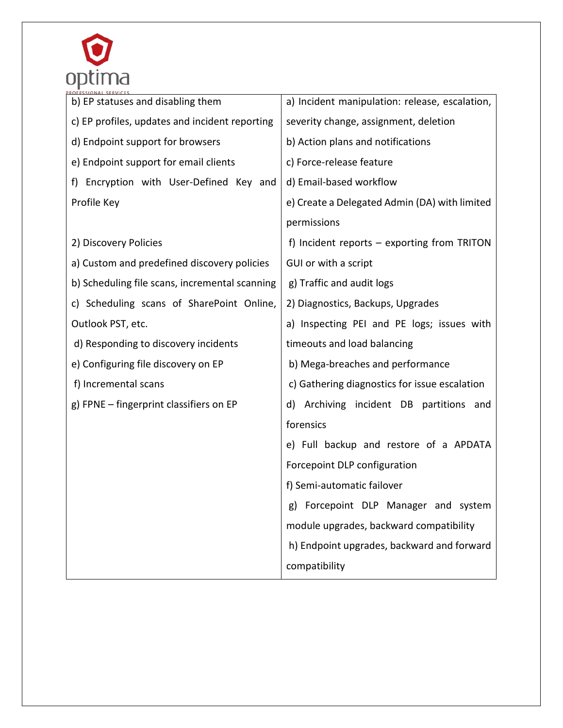| | |
|---|---|
| b) EP statuses and disabling them<br>c) EP profiles, updates and incident reporting<br>d) Endpoint support for browsers<br>e) Endpoint support for email clients<br>f) Encryption with User-Defined Key and Profile Key<br><br>2) Discovery Policies<br>a) Custom and predefined discovery policies<br>b) Scheduling file scans, incremental scanning<br>c) Scheduling scans of SharePoint Online, Outlook PST, etc.<br>d) Responding to discovery incidents<br>e) Configuring file discovery on EP<br>f) Incremental scans<br>g) FPNE – fingerprint classifiers on EP | a) Incident manipulation: release, escalation, severity change, assignment, deletion<br>b) Action plans and notifications<br>c) Force-release feature<br>d) Email-based workflow<br>e) Create a Delegated Admin (DA) with limited permissions<br>f) Incident reports – exporting from TRITON GUI or with a script<br>g) Traffic and audit logs<br>2) Diagnostics, Backups, Upgrades<br>a) Inspecting PEI and PE logs; issues with timeouts and load balancing<br>b) Mega-breaches and performance<br>c) Gathering diagnostics for issue escalation<br>d) Archiving incident DB partitions and forensics<br>e) Full backup and restore of a APDATA Forcepoint DLP configuration<br>f) Semi-automatic failover<br>g) Forcepoint DLP Manager and system module upgrades, backward compatibility<br>h) Endpoint upgrades, backward and forward compatibility |